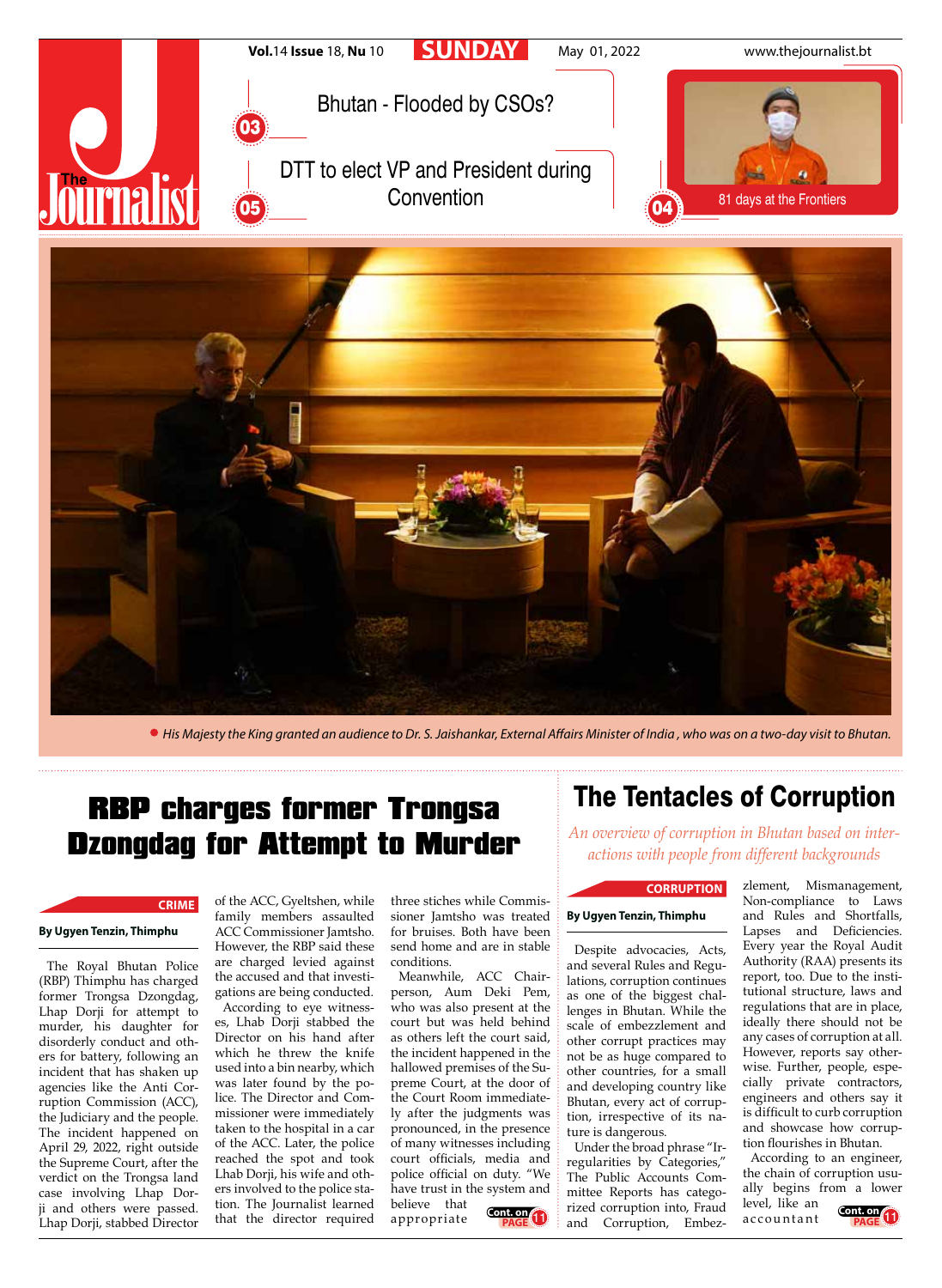# The Journalist

**Vol.**14 **Issue** 18, **Nu** 10 | **SUNDAY** | May 01, 2022 | www.thejournalist.bt

03 Bhutan - Flooded by CSOs?

05 DTT to elect VP and President during Convention

04 81 days at the Frontiers

His Majesty the King granted an audience to Dr. S. Jaishankar, External Affairs Minister of India , who was on a two-day visit to Bhutan.

## RBP charges former Trongsa Dzongdag for Attempt to Murder

**CRIME**

**By Ugyen Tenzin, Thimphu**

The Royal Bhutan Police (RBP) Thimphu has charged former Trongsa Dzongdag, Lhap Dorji for attempt to murder, his daughter for disorderly conduct and others for battery, following an incident that has shaken up agencies like the Anti Corruption Commission (ACC), the Judiciary and the people. The incident happened on April 29, 2022, right outside the Supreme Court, after the verdict on the Trongsa land case involving Lhap Dorji and others were passed. Lhap Dorji, stabbed Director of the ACC, Gyeltshen, while family members assaulted ACC Commissioner Jamtsho. However, the RBP said these are charged levied against the accused and that investigations are being conducted.

According to eye witnesses, Lhab Dorji stabbed the Director on his hand after which he threw the knife used into a bin nearby, which was later found by the police. The Director and Commissioner were immediately taken to the hospital in a car of the ACC. Later, the police reached the spot and took Lhab Dorji, his wife and others involved to the police station. The Journalist learned that the director required three stiches while Commissioner Jamtsho was treated for bruises. Both have been send home and are in stable conditions.

Meanwhile, ACC Chairperson, Aum Deki Pem, who was also present at the court but was held behind as others left the court said, the incident happened in the hallowed premises of the Supreme Court, at the door of the Court Room immediately after the judgments was pronounced, in the presence of many witnesses including court officials, media and police official on duty. "We have trust in the system and believe that appropriate

Cont. on PAGE 11

## The Tentacles of Corruption

*An overview of corruption in Bhutan based on interactions with people from different backgrounds*

**CORRUPTION**

**By Ugyen Tenzin, Thimphu**

Despite advocacies, Acts, and several Rules and Regulations, corruption continues as one of the biggest challenges in Bhutan. While the scale of embezzlement and other corrupt practices may not be as huge compared to other countries, for a small and developing country like Bhutan, every act of corruption, irrespective of its nature is dangerous.

Under the broad phrase "Irregularities by Categories," The Public Accounts Committee Reports has categorized corruption into, Fraud and Corruption, Embezzlement, Mismanagement, Non-compliance to Laws and Rules and Shortfalls, Lapses and Deficiencies. Every year the Royal Audit Authority (RAA) presents its report, too. Due to the institutional structure, laws and regulations that are in place, ideally there should not be any cases of corruption at all. However, reports say otherwise. Further, people, especially private contractors, engineers and others say it is difficult to curb corruption and showcase how corruption flourishes in Bhutan.

According to an engineer, the chain of corruption usually begins from a lower level, like an accountant

Cont. on PAGE 11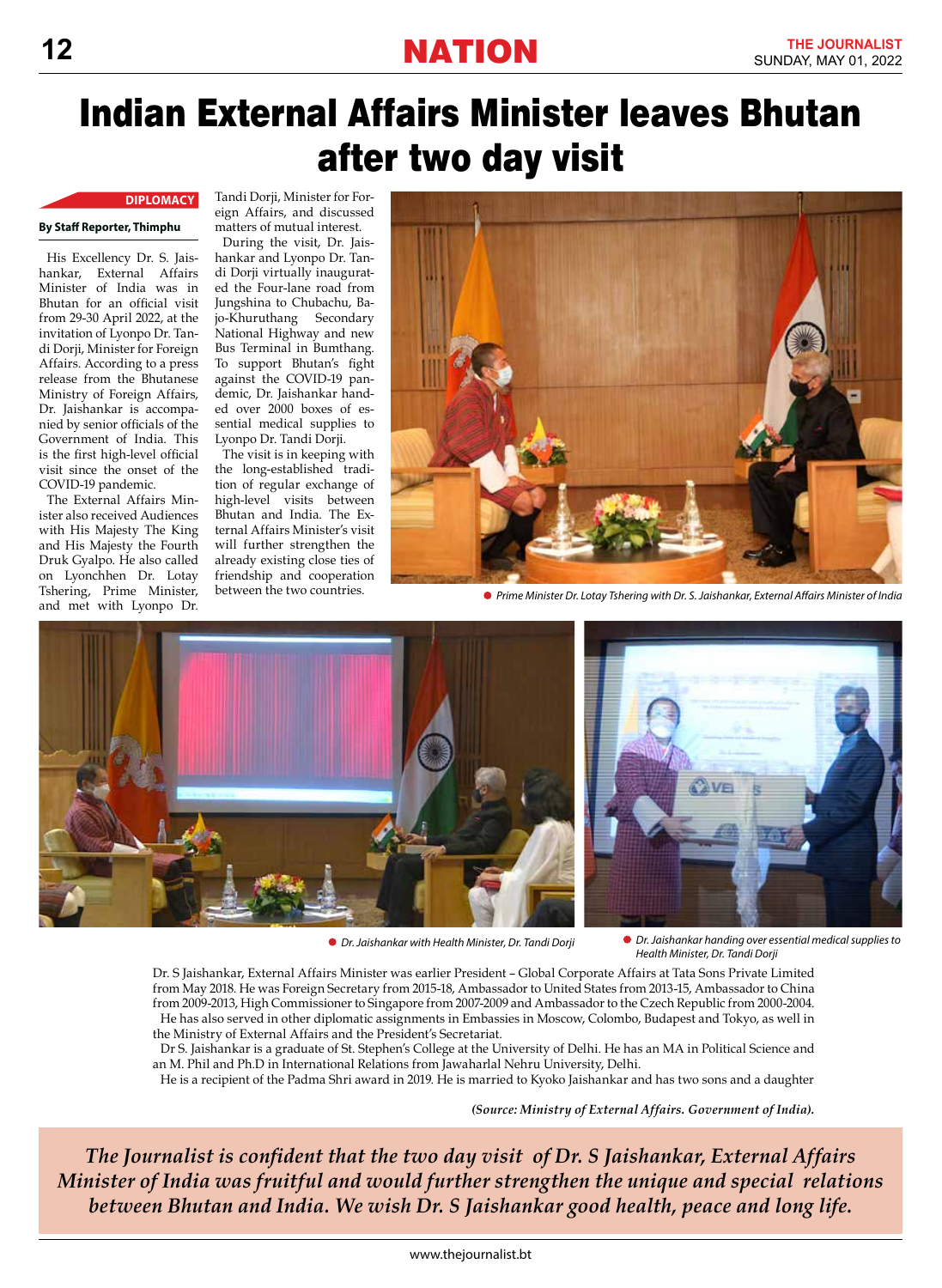# Indian External Affairs Minister leaves Bhutan after two day visit

**DIPLOMACY**

**By Staff Reporter, Thimphu**

His Excellency Dr. S. Jaishankar, External Affairs Minister of India was in Bhutan for an official visit from 29-30 April 2022, at the invitation of Lyonpo Dr. Tandi Dorji, Minister for Foreign Affairs. According to a press release from the Bhutanese Ministry of Foreign Affairs, Dr. Jaishankar is accompanied by senior officials of the Government of India. This is the first high-level official visit since the onset of the COVID-19 pandemic.

The External Affairs Minister also received Audiences with His Majesty The King and His Majesty the Fourth Druk Gyalpo. He also called on Lyonchhen Dr. Lotay Tshering, Prime Minister, and met with Lyonpo Dr. Tandi Dorji, Minister for Foreign Affairs, and discussed matters of mutual interest.

During the visit, Dr. Jaishankar and Lyonpo Dr. Tandi Dorji virtually inaugurated the Four-lane road from Jungshina to Chubachu, Bajo-Khuruthang Secondary National Highway and new Bus Terminal in Bumthang. To support Bhutan's fight against the COVID-19 pandemic, Dr. Jaishankar handed over 2000 boxes of essential medical supplies to Lyonpo Dr. Tandi Dorji.

The visit is in keeping with the long-established tradition of regular exchange of high-level visits between Bhutan and India. The External Affairs Minister's visit will further strengthen the already existing close ties of friendship and cooperation between the two countries.

Prime Minister Dr. Lotay Tshering with Dr. S. Jaishankar, External Affairs Minister of India

Dr. Jaishankar with Health Minister, Dr. Tandi Dorji

Dr. Jaishankar handing over essential medical supplies to Health Minister, Dr. Tandi Dorji

Dr. S Jaishankar, External Affairs Minister was earlier President – Global Corporate Affairs at Tata Sons Private Limited from May 2018. He was Foreign Secretary from 2015-18, Ambassador to United States from 2013-15, Ambassador to China from 2009-2013, High Commissioner to Singapore from 2007-2009 and Ambassador to the Czech Republic from 2000-2004.

He has also served in other diplomatic assignments in Embassies in Moscow, Colombo, Budapest and Tokyo, as well in the Ministry of External Affairs and the President's Secretariat.

Dr S. Jaishankar is a graduate of St. Stephen's College at the University of Delhi. He has an MA in Political Science and an M. Phil and Ph.D in International Relations from Jawaharlal Nehru University, Delhi.

He is a recipient of the Padma Shri award in 2019. He is married to Kyoko Jaishankar and has two sons and a daughter

*(Source: Ministry of External Affairs. Government of India).*

*The Journalist is confident that the two day visit of Dr. S Jaishankar, External Affairs Minister of India was fruitful and would further strengthen the unique and special relations between Bhutan and India. We wish Dr. S Jaishankar good health, peace and long life.*